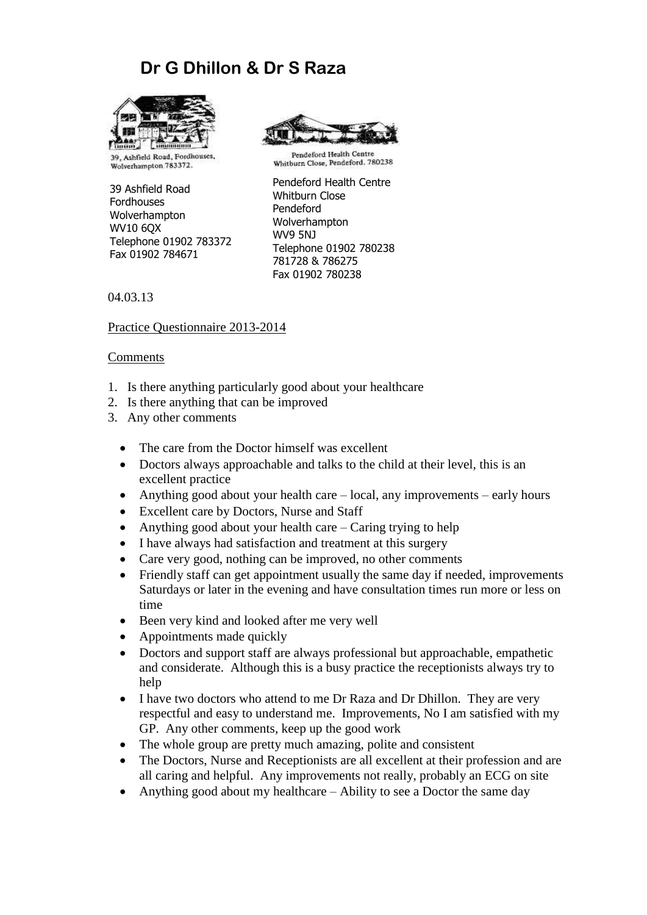# Dr G Dhillon & Dr S Raza

39, Ashfield Road, Fordhouses, Wolverhampton 783372.

Pendeford Health Centre Whitburn Close, Pendeford. 780238

39 Ashfield Road
Fordhouses
Wolverhampton
WV10 6QX
Telephone 01902 783372
Fax 01902 784671

Pendeford Health Centre
Whitburn Close
Pendeford
Wolverhampton
WV9 5NJ
Telephone 01902 780238
781728 & 786275
Fax 01902 780238

04.03.13

Practice Questionnaire 2013-2014

Comments

1. Is there anything particularly good about your healthcare
2. Is there anything that can be improved
3. Any other comments

- The care from the Doctor himself was excellent
- Doctors always approachable and talks to the child at their level, this is an excellent practice
- Anything good about your health care – local, any improvements – early hours
- Excellent care by Doctors, Nurse and Staff
- Anything good about your health care – Caring trying to help
- I have always had satisfaction and treatment at this surgery
- Care very good, nothing can be improved, no other comments
- Friendly staff can get appointment usually the same day if needed, improvements Saturdays or later in the evening and have consultation times run more or less on time
- Been very kind and looked after me very well
- Appointments made quickly
- Doctors and support staff are always professional but approachable, empathetic and considerate. Although this is a busy practice the receptionists always try to help
- I have two doctors who attend to me Dr Raza and Dr Dhillon. They are very respectful and easy to understand me. Improvements, No I am satisfied with my GP. Any other comments, keep up the good work
- The whole group are pretty much amazing, polite and consistent
- The Doctors, Nurse and Receptionists are all excellent at their profession and are all caring and helpful. Any improvements not really, probably an ECG on site
- Anything good about my healthcare – Ability to see a Doctor the same day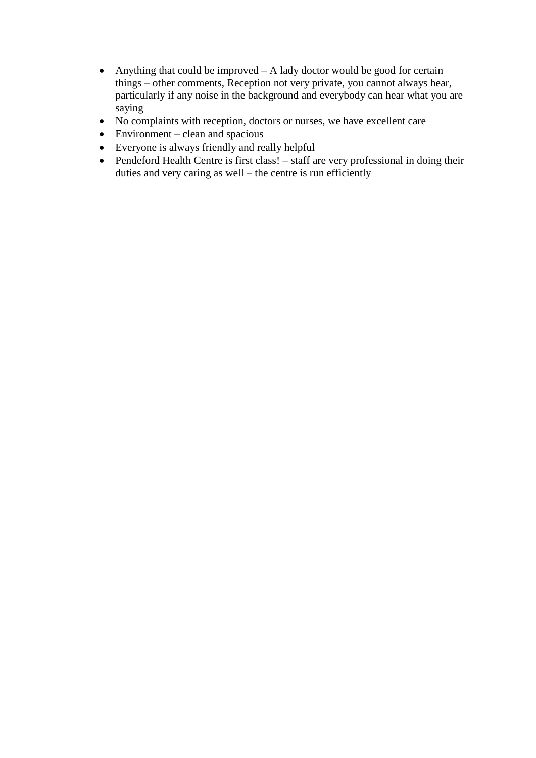- Anything that could be improved – A lady doctor would be good for certain things – other comments, Reception not very private, you cannot always hear, particularly if any noise in the background and everybody can hear what you are saying
- No complaints with reception, doctors or nurses, we have excellent care
- Environment – clean and spacious
- Everyone is always friendly and really helpful
- Pendeford Health Centre is first class! – staff are very professional in doing their duties and very caring as well – the centre is run efficiently